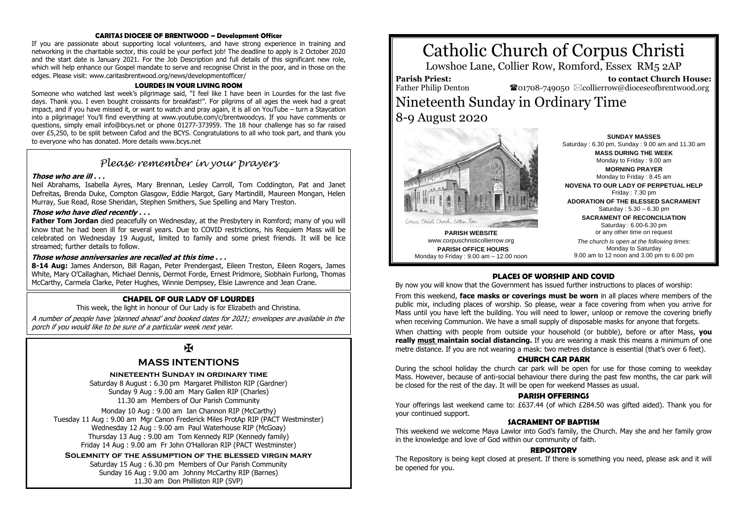#### CARITAS DIOCESE OF BRENTWOOD – Development Officer

If you are passionate about supporting local volunteers, and have strong experience in training and networking in the charitable sector, this could be your perfect job! The deadline to apply is 2 October 2020 and the start date is January 2021. For the Job Description and full details of this significant new role, which will help enhance our Gospel mandate to serve and recognise Christ in the poor, and in those on the edges. Please visit: www.caritasbrentwood.org/news/developmentofficer/

#### LOURDES IN YOUR LIVING ROOM

Someone who watched last week's pilgrimage said, "I feel like I have been in Lourdes for the last five days. Thank you. I even bought croissants for breakfast!". For pilgrims of all ages the week had a great impact, and if you have missed it, or want to watch and pray again, it is all on YouTube – turn a Staycation into a pilgrimage! You'll find everything at www.youtube.com/c/brentwoodcys. If you have comments or questions, simply email info@bcys.net or phone 01277-373959. The 18 hour challenge has so far raised over £5,250, to be split between Cafod and the BCYS. Congratulations to all who took part, and thank you to everyone who has donated. More details www.bcys.net

## *Please remember in your prayers*

***Those who are ill . . .***

Neil Abrahams, Isabella Ayres, Mary Brennan, Lesley Carroll, Tom Coddington, Pat and Janet Defreitas, Brenda Duke, Compton Glasgow, Eddie Margot, Gary Martindill, Maureen Mongan, Helen Murray, Sue Read, Rose Sheridan, Stephen Smithers, Sue Spelling and Mary Treston.

***Those who have died recently . . .***

**Father Tom Jordan** died peacefully on Wednesday, at the Presbytery in Romford; many of you will know that he had been ill for several years. Due to COVID restrictions, his Requiem Mass will be celebrated on Wednesday 19 August, limited to family and some priest friends. It will be lice streamed; further details to follow.

***Those whose anniversaries are recalled at this time . . .***

**8-14 Aug:** James Anderson, Bill Ragan, Peter Prendergast, Eileen Treston, Eileen Rogers, James White, Mary O'Callaghan, Michael Dennis, Dermot Forde, Ernest Pridmore, Siobhain Furlong, Thomas McCarthy, Carmela Clarke, Peter Hughes, Winnie Dempsey, Elsie Lawrence and Jean Crane.

#### CHAPEL OF OUR LADY OF LOURDES

This week, the light in honour of Our Lady is for Elizabeth and Christina.

*A number of people have 'planned ahead' and booked dates for 2021; envelopes are available in the porch if you would like to be sure of a particular week next year.*

✠

## MASS INTENTIONS

**NINETEENTH SUNDAY IN ORDINARY TIME**

Saturday 8 August : 6.30 pm Margaret Philliston RIP (Gardner)
Sunday 9 Aug : 9.00 am Mary Gallen RIP (Charles)
11.30 am Members of Our Parish Community

Monday 10 Aug : 9.00 am Ian Channon RIP (McCarthy)
Tuesday 11 Aug : 9.00 am Mgr Canon Frederick Miles ProtAp RIP (PACT Westminster)
Wednesday 12 Aug : 9.00 am Paul Waterhouse RIP (McGoay)
Thursday 13 Aug : 9.00 am Tom Kennedy RIP (Kennedy family)
Friday 14 Aug : 9.00 am Fr John O'Halloran RIP (PACT Westminster)

**SOLEMNITY OF THE ASSUMPTION OF THE BLESSED VIRGIN MARY**

Saturday 15 Aug : 6.30 pm Members of Our Parish Community
Sunday 16 Aug : 9.00 am Johnny McCarthy RIP (Barnes)
11.30 am Don Philliston RIP (SVP)

# Catholic Church of Corpus Christi

Lowshoe Lane, Collier Row, Romford, Essex RM5 2AP

**Parish Priest:** Father Philip Denton

**to contact Church House:** ☎01708-749050 ✉collierrow@dioceseofbrentwood.org

# Nineteenth Sunday in Ordinary Time

## 8-9 August 2020

Corpus Christi Church, Collier Row

**PARISH WEBSITE**
www.corpuschristicollierrow.org

**PARISH OFFICE HOURS**
Monday to Friday : 9.00 am – 12.00 noon

**SUNDAY MASSES**
Saturday : 6.30 pm, Sunday : 9.00 am and 11.30 am

**MASS DURING THE WEEK**
Monday to Friday : 9.00 am

**MORNING PRAYER**
Monday to Friday : 8.45 am

**NOVENA TO OUR LADY OF PERPETUAL HELP**
Friday : 7.30 pm

**ADORATION OF THE BLESSED SACRAMENT**
Saturday : 5.30 – 6.30 pm

**SACRAMENT OF RECONCILIATION**
Saturday : 6.00-6.30 pm
or any other time on request

*The church is open at the following times:*
Monday to Saturday
9.00 am to 12 noon and 3.00 pm to 6.00 pm

#### PLACES OF WORSHIP AND COVID

By now you will know that the Government has issued further instructions to places of worship:

From this weekend, **face masks or coverings must be worn** in all places where members of the public mix, including places of worship. So please, wear a face covering from when you arrive for Mass until you have left the building. You will need to lower, unloop or remove the covering briefly when receiving Communion. We have a small supply of disposable masks for anyone that forgets.

When chatting with people from outside your household (or bubble), before or after Mass, **you really must maintain social distancing.** If you are wearing a mask this means a minimum of one metre distance. If you are not wearing a mask: two metres distance is essential (that's over 6 feet).

#### CHURCH CAR PARK

During the school holiday the church car park will be open for use for those coming to weekday Mass. However, because of anti-social behaviour there during the past few months, the car park will be closed for the rest of the day. It will be open for weekend Masses as usual.

#### PARISH OFFERINGS

Your offerings last weekend came to: £637.44 (of which £284.50 was gifted aided). Thank you for your continued support.

#### SACRAMENT OF BAPTISM

This weekend we welcome Maya Lawlor into God's family, the Church. May she and her family grow in the knowledge and love of God within our community of faith.

#### REPOSITORY

The Repository is being kept closed at present. If there is something you need, please ask and it will be opened for you.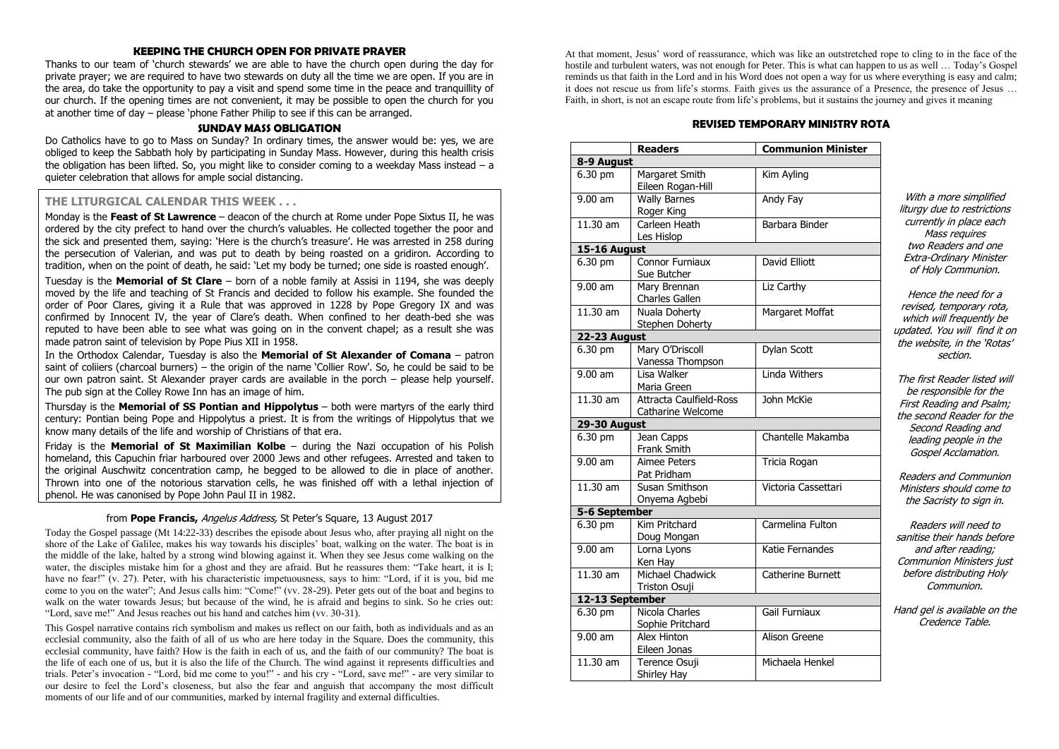## KEEPING THE CHURCH OPEN FOR PRIVATE PRAYER

Thanks to our team of 'church stewards' we are able to have the church open during the day for private prayer; we are required to have two stewards on duty all the time we are open. If you are in the area, do take the opportunity to pay a visit and spend some time in the peace and tranquillity of our church. If the opening times are not convenient, it may be possible to open the church for you at another time of day – please 'phone Father Philip to see if this can be arranged.

## SUNDAY MASS OBLIGATION

Do Catholics have to go to Mass on Sunday? In ordinary times, the answer would be: yes, we are obliged to keep the Sabbath holy by participating in Sunday Mass. However, during this health crisis the obligation has been lifted. So, you might like to consider coming to a weekday Mass instead – a quieter celebration that allows for ample social distancing.

## THE LITURGICAL CALENDAR THIS WEEK . . .

Monday is the **Feast of St Lawrence** – deacon of the church at Rome under Pope Sixtus II, he was ordered by the city prefect to hand over the church's valuables. He collected together the poor and the sick and presented them, saying: 'Here is the church's treasure'. He was arrested in 258 during the persecution of Valerian, and was put to death by being roasted on a gridiron. According to tradition, when on the point of death, he said: 'Let my body be turned; one side is roasted enough'.

Tuesday is the **Memorial of St Clare** – born of a noble family at Assisi in 1194, she was deeply moved by the life and teaching of St Francis and decided to follow his example. She founded the order of Poor Clares, giving it a Rule that was approved in 1228 by Pope Gregory IX and was confirmed by Innocent IV, the year of Clare's death. When confined to her death-bed she was reputed to have been able to see what was going on in the convent chapel; as a result she was made patron saint of television by Pope Pius XII in 1958.

In the Orthodox Calendar, Tuesday is also the **Memorial of St Alexander of Comana** – patron saint of coliiers (charcoal burners) – the origin of the name 'Collier Row'. So, he could be said to be our own patron saint. St Alexander prayer cards are available in the porch – please help yourself. The pub sign at the Colley Rowe Inn has an image of him.

Thursday is the **Memorial of SS Pontian and Hippolytus** – both were martyrs of the early third century: Pontian being Pope and Hippolytus a priest. It is from the writings of Hippolytus that we know many details of the life and worship of Christians of that era.

Friday is the **Memorial of St Maximilian Kolbe** – during the Nazi occupation of his Polish homeland, this Capuchin friar harboured over 2000 Jews and other refugees. Arrested and taken to the original Auschwitz concentration camp, he begged to be allowed to die in place of another. Thrown into one of the notorious starvation cells, he was finished off with a lethal injection of phenol. He was canonised by Pope John Paul II in 1982.

### from **Pope Francis,** *Angelus Address,* St Peter's Square, 13 August 2017

Today the Gospel passage (Mt 14:22-33) describes the episode about Jesus who, after praying all night on the shore of the Lake of Galilee, makes his way towards his disciples' boat, walking on the water. The boat is in the middle of the lake, halted by a strong wind blowing against it. When they see Jesus come walking on the water, the disciples mistake him for a ghost and they are afraid. But he reassures them: "Take heart, it is I; have no fear!" (v. 27). Peter, with his characteristic impetuousness, says to him: "Lord, if it is you, bid me come to you on the water"; And Jesus calls him: "Come!" (vv. 28-29). Peter gets out of the boat and begins to walk on the water towards Jesus; but because of the wind, he is afraid and begins to sink. So he cries out: "Lord, save me!" And Jesus reaches out his hand and catches him (vv. 30-31).

This Gospel narrative contains rich symbolism and makes us reflect on our faith, both as individuals and as an ecclesial community, also the faith of all of us who are here today in the Square. Does the community, this ecclesial community, have faith? How is the faith in each of us, and the faith of our community? The boat is the life of each one of us, but it is also the life of the Church. The wind against it represents difficulties and trials. Peter's invocation - "Lord, bid me come to you!" - and his cry - "Lord, save me!" - are very similar to our desire to feel the Lord's closeness, but also the fear and anguish that accompany the most difficult moments of our life and of our communities, marked by internal fragility and external difficulties.

At that moment, Jesus' word of reassurance, which was like an outstretched rope to cling to in the face of the hostile and turbulent waters, was not enough for Peter. This is what can happen to us as well … Today's Gospel reminds us that faith in the Lord and in his Word does not open a way for us where everything is easy and calm; it does not rescue us from life's storms. Faith gives us the assurance of a Presence, the presence of Jesus … Faith, in short, is not an escape route from life's problems, but it sustains the journey and gives it meaning

## REVISED TEMPORARY MINISTRY ROTA

| | Readers | Communion Minister |
|---|---|---|
| **8-9 August** | | |
| 6.30 pm | Margaret Smith<br>Eileen Rogan-Hill | Kim Ayling |
| 9.00 am | Wally Barnes<br>Roger King | Andy Fay |
| 11.30 am | Carleen Heath<br>Les Hislop | Barbara Binder |
| **15-16 August** | | |
| 6.30 pm | Connor Furniaux<br>Sue Butcher | David Elliott |
| 9.00 am | Mary Brennan<br>Charles Gallen | Liz Carthy |
| 11.30 am | Nuala Doherty<br>Stephen Doherty | Margaret Moffat |
| **22-23 August** | | |
| 6.30 pm | Mary O'Driscoll<br>Vanessa Thompson | Dylan Scott |
| 9.00 am | Lisa Walker<br>Maria Green | Linda Withers |
| 11.30 am | Attracta Caulfield-Ross<br>Catharine Welcome | John McKie |
| **29-30 August** | | |
| 6.30 pm | Jean Capps<br>Frank Smith | Chantelle Makamba |
| 9.00 am | Aimee Peters<br>Pat Pridham | Tricia Rogan |
| 11.30 am | Susan Smithson<br>Onyema Agbebi | Victoria Cassettari |
| **5-6 September** | | |
| 6.30 pm | Kim Pritchard<br>Doug Mongan | Carmelina Fulton |
| 9.00 am | Lorna Lyons<br>Ken Hay | Katie Fernandes |
| 11.30 am | Michael Chadwick<br>Triston Osuji | Catherine Burnett |
| **12-13 September** | | |
| 6.30 pm | Nicola Charles<br>Sophie Pritchard | Gail Furniaux |
| 9.00 am | Alex Hinton<br>Eileen Jonas | Alison Greene |
| 11.30 am | Terence Osuji<br>Shirley Hay | Michaela Henkel |

*With a more simplified liturgy due to restrictions currently in place each Mass requires two Readers and one Extra-Ordinary Minister of Holy Communion.*

*Hence the need for a revised, temporary rota, which will frequently be updated. You will find it on the website, in the 'Rotas' section.*

*The first Reader listed will be responsible for the First Reading and Psalm; the second Reader for the Second Reading and leading people in the Gospel Acclamation.*

*Readers and Communion Ministers should come to the Sacristy to sign in.*

*Readers will need to sanitise their hands before and after reading; Communion Ministers just before distributing Holy Communion.*

*Hand gel is available on the Credence Table.*